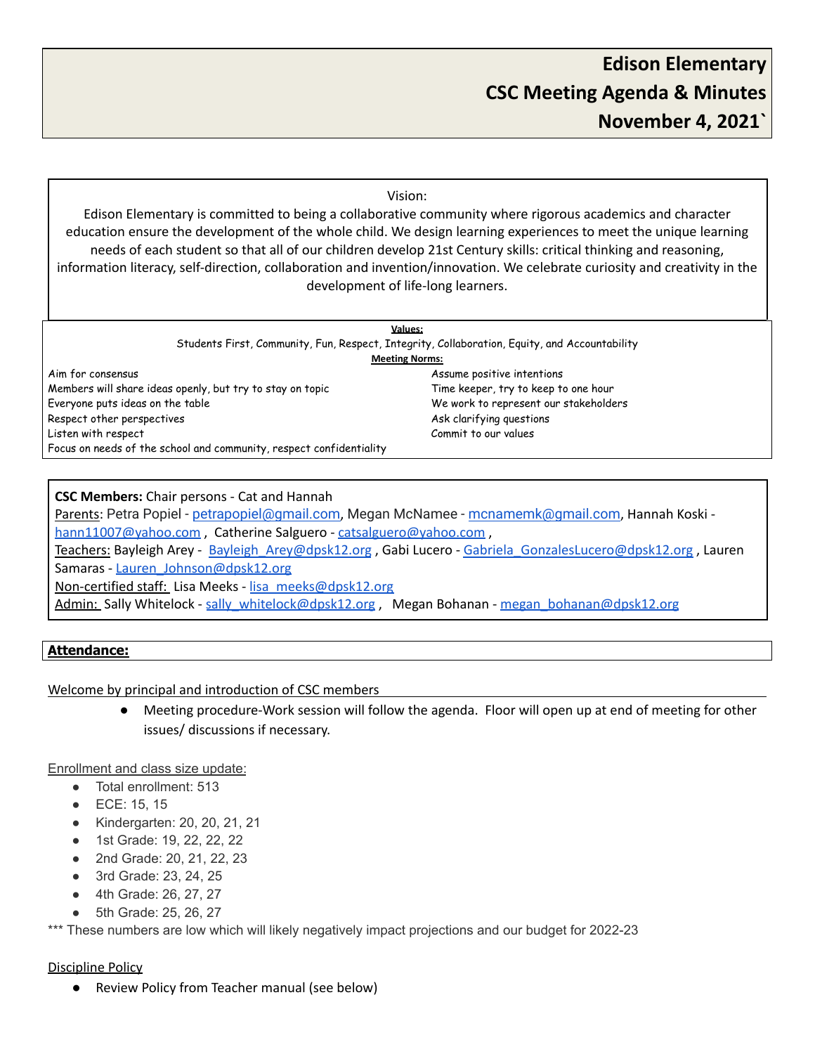# Edison Elementary
# CSC Meeting Agenda & Minutes
# November 4, 2021`

Vision:

Edison Elementary is committed to being a collaborative community where rigorous academics and character education ensure the development of the whole child. We design learning experiences to meet the unique learning needs of each student so that all of our children develop 21st Century skills: critical thinking and reasoning, information literacy, self-direction, collaboration and invention/innovation. We celebrate curiosity and creativity in the development of life-long learners.

**Values:**

Students First, Community, Fun, Respect, Integrity, Collaboration, Equity, and Accountability

**Meeting Norms:**

- Aim for consensus
- Members will share ideas openly, but try to stay on topic
- Everyone puts ideas on the table
- Respect other perspectives
- Listen with respect
- Focus on needs of the school and community, respect confidentiality
- Assume positive intentions
- Time keeper, try to keep to one hour
- We work to represent our stakeholders
- Ask clarifying questions
- Commit to our values

**CSC Members:** Chair persons - Cat and Hannah

Parents: Petra Popiel - petrapopiel@gmail.com, Megan McNamee - mcnamemk@gmail.com, Hannah Koski - hann11007@yahoo.com , Catherine Salguero - catsalguero@yahoo.com ,

Teachers: Bayleigh Arey - Bayleigh_Arey@dpsk12.org , Gabi Lucero - Gabriela_GonzalesLucero@dpsk12.org , Lauren Samaras - Lauren_Johnson@dpsk12.org

Non-certified staff: Lisa Meeks - lisa_meeks@dpsk12.org

Admin: Sally Whitelock - sally_whitelock@dpsk12.org , Megan Bohanan - megan_bohanan@dpsk12.org

**Attendance:**

Welcome by principal and introduction of CSC members

- Meeting procedure-Work session will follow the agenda. Floor will open up at end of meeting for other issues/ discussions if necessary.

Enrollment and class size update:

- Total enrollment: 513
- ECE: 15, 15
- Kindergarten: 20, 20, 21, 21
- 1st Grade: 19, 22, 22, 22
- 2nd Grade: 20, 21, 22, 23
- 3rd Grade: 23, 24, 25
- 4th Grade: 26, 27, 27
- 5th Grade: 25, 26, 27

*** These numbers are low which will likely negatively impact projections and our budget for 2022-23

Discipline Policy

- Review Policy from Teacher manual (see below)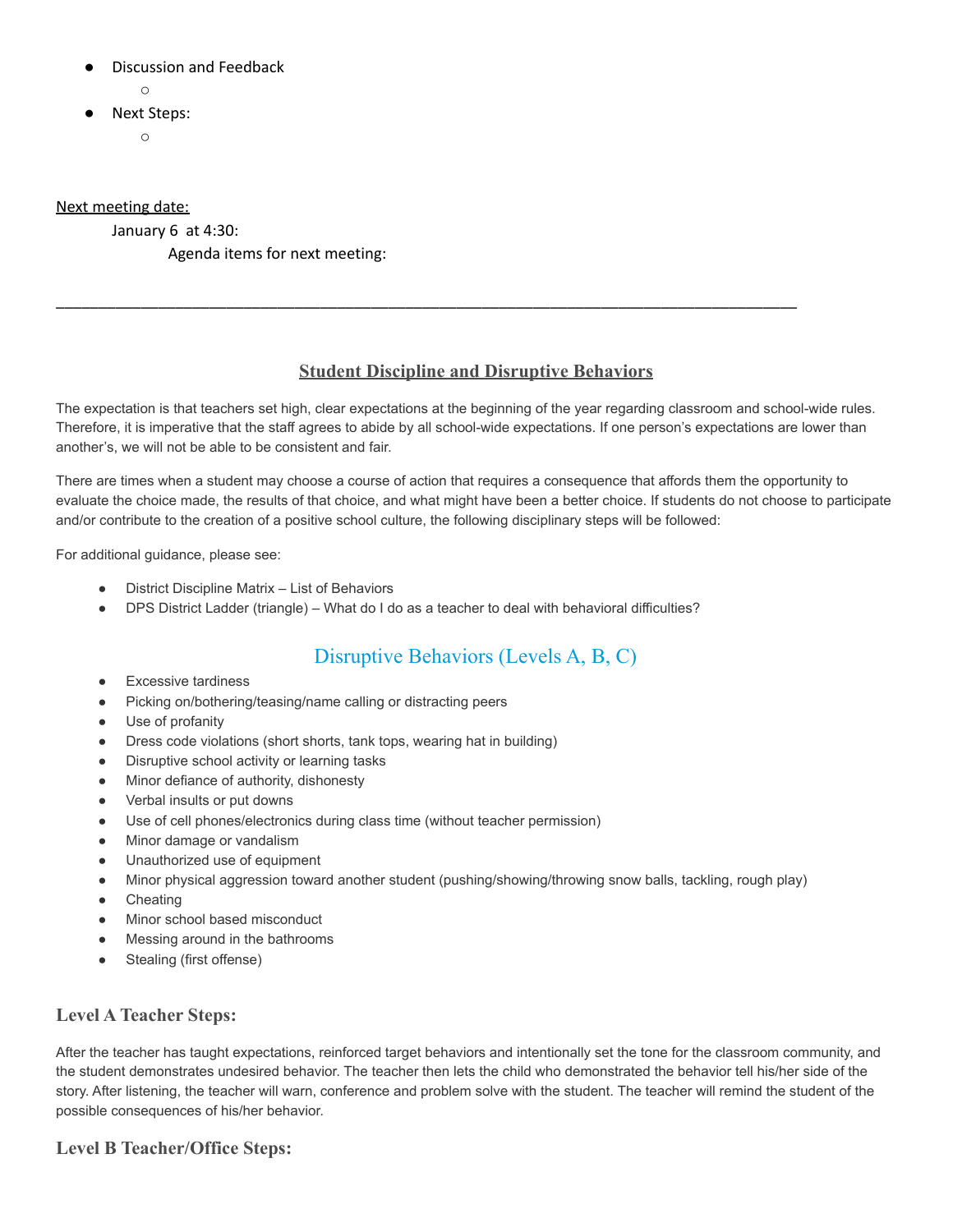- Discussion and Feedback
    - 
- Next Steps:
    - 

<u>Next meeting date:</u>

January 6 at 4:30:

Agenda items for next meeting:

---

## Student Discipline and Disruptive Behaviors

The expectation is that teachers set high, clear expectations at the beginning of the year regarding classroom and school-wide rules. Therefore, it is imperative that the staff agrees to abide by all school-wide expectations. If one person's expectations are lower than another's, we will not be able to be consistent and fair.

There are times when a student may choose a course of action that requires a consequence that affords them the opportunity to evaluate the choice made, the results of that choice, and what might have been a better choice. If students do not choose to participate and/or contribute to the creation of a positive school culture, the following disciplinary steps will be followed:

For additional guidance, please see:

- District Discipline Matrix – List of Behaviors
- DPS District Ladder (triangle) – What do I do as a teacher to deal with behavioral difficulties?

## Disruptive Behaviors (Levels A, B, C)

- Excessive tardiness
- Picking on/bothering/teasing/name calling or distracting peers
- Use of profanity
- Dress code violations (short shorts, tank tops, wearing hat in building)
- Disruptive school activity or learning tasks
- Minor defiance of authority, dishonesty
- Verbal insults or put downs
- Use of cell phones/electronics during class time (without teacher permission)
- Minor damage or vandalism
- Unauthorized use of equipment
- Minor physical aggression toward another student (pushing/showing/throwing snow balls, tackling, rough play)
- Cheating
- Minor school based misconduct
- Messing around in the bathrooms
- Stealing (first offense)

### Level A Teacher Steps:

After the teacher has taught expectations, reinforced target behaviors and intentionally set the tone for the classroom community, and the student demonstrates undesired behavior. The teacher then lets the child who demonstrated the behavior tell his/her side of the story. After listening, the teacher will warn, conference and problem solve with the student. The teacher will remind the student of the possible consequences of his/her behavior.

### Level B Teacher/Office Steps: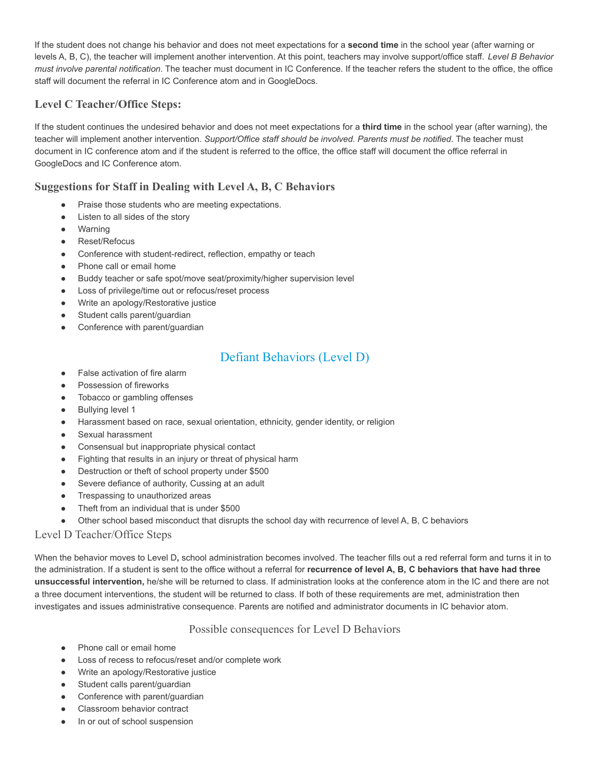If the student does not change his behavior and does not meet expectations for a **second time** in the school year (after warning or levels A, B, C), the teacher will implement another intervention. At this point, teachers may involve support/office staff. *Level B Behavior must involve parental notification.* The teacher must document in IC Conference. If the teacher refers the student to the office, the office staff will document the referral in IC Conference atom and in GoogleDocs.

### Level C Teacher/Office Steps:

If the student continues the undesired behavior and does not meet expectations for a **third time** in the school year (after warning), the teacher will implement another intervention. *Support/Office staff should be involved. Parents must be notified.* The teacher must document in IC conference atom and if the student is referred to the office, the office staff will document the office referral in GoogleDocs and IC Conference atom.

### Suggestions for Staff in Dealing with Level A, B, C Behaviors

- Praise those students who are meeting expectations.
- Listen to all sides of the story
- Warning
- Reset/Refocus
- Conference with student-redirect, reflection, empathy or teach
- Phone call or email home
- Buddy teacher or safe spot/move seat/proximity/higher supervision level
- Loss of privilege/time out or refocus/reset process
- Write an apology/Restorative justice
- Student calls parent/guardian
- Conference with parent/guardian

## Defiant Behaviors (Level D)

- False activation of fire alarm
- Possession of fireworks
- Tobacco or gambling offenses
- Bullying level 1
- Harassment based on race, sexual orientation, ethnicity, gender identity, or religion
- Sexual harassment
- Consensual but inappropriate physical contact
- Fighting that results in an injury or threat of physical harm
- Destruction or theft of school property under $500
- Severe defiance of authority, Cussing at an adult
- Trespassing to unauthorized areas
- Theft from an individual that is under $500
- Other school based misconduct that disrupts the school day with recurrence of level A, B, C behaviors

### Level D Teacher/Office Steps

When the behavior moves to Level D**,** school administration becomes involved. The teacher fills out a red referral form and turns it in to the administration. If a student is sent to the office without a referral for **recurrence of level A, B, C behaviors that have had three unsuccessful intervention,** he/she will be returned to class. If administration looks at the conference atom in the IC and there are not a three document interventions, the student will be returned to class. If both of these requirements are met, administration then investigates and issues administrative consequence. Parents are notified and administrator documents in IC behavior atom.

### Possible consequences for Level D Behaviors

- Phone call or email home
- Loss of recess to refocus/reset and/or complete work
- Write an apology/Restorative justice
- Student calls parent/guardian
- Conference with parent/guardian
- Classroom behavior contract
- In or out of school suspension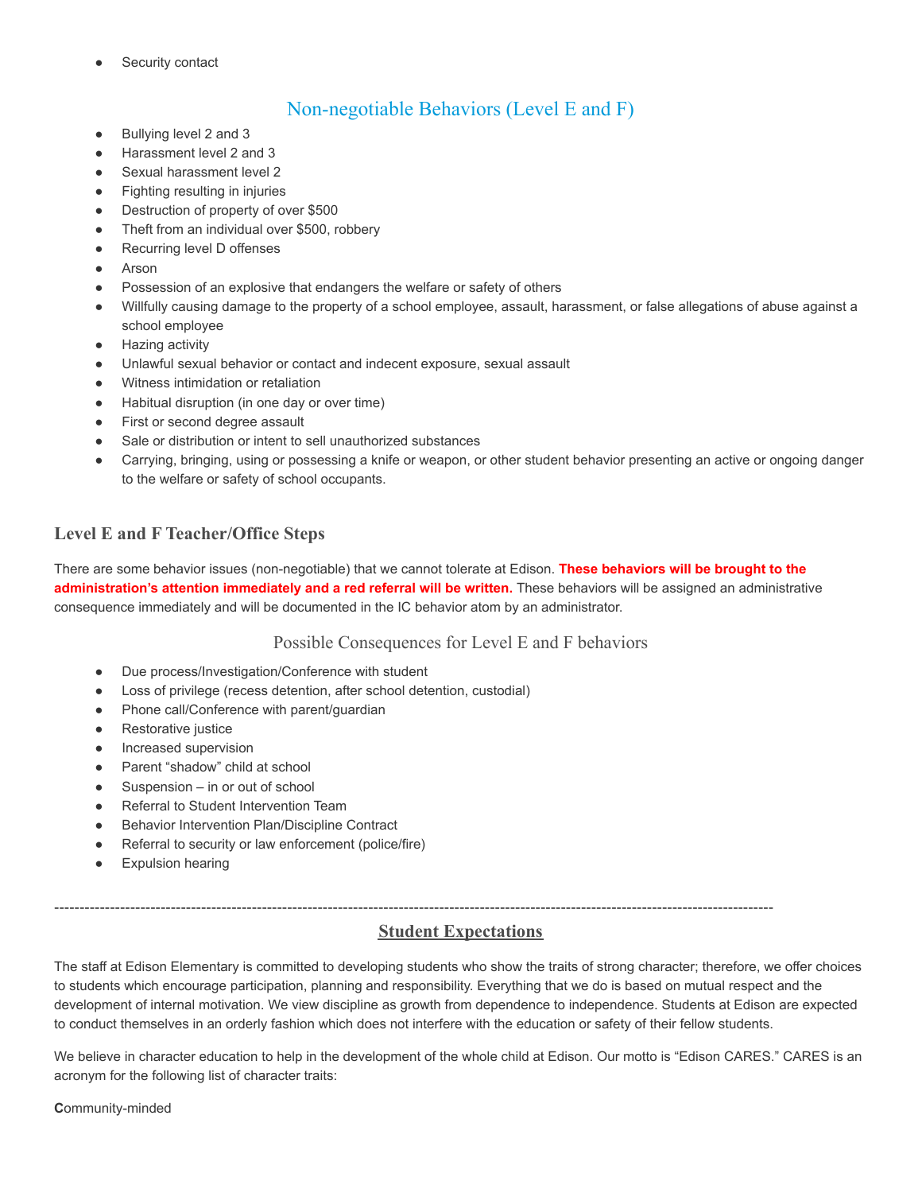- Security contact

## Non-negotiable Behaviors (Level E and F)

- Bullying level 2 and 3
- Harassment level 2 and 3
- Sexual harassment level 2
- Fighting resulting in injuries
- Destruction of property of over $500
- Theft from an individual over $500, robbery
- Recurring level D offenses
- Arson
- Possession of an explosive that endangers the welfare or safety of others
- Willfully causing damage to the property of a school employee, assault, harassment, or false allegations of abuse against a school employee
- Hazing activity
- Unlawful sexual behavior or contact and indecent exposure, sexual assault
- Witness intimidation or retaliation
- Habitual disruption (in one day or over time)
- First or second degree assault
- Sale or distribution or intent to sell unauthorized substances
- Carrying, bringing, using or possessing a knife or weapon, or other student behavior presenting an active or ongoing danger to the welfare or safety of school occupants.

### Level E and F Teacher/Office Steps

There are some behavior issues (non-negotiable) that we cannot tolerate at Edison. **These behaviors will be brought to the administration's attention immediately and a red referral will be written.** These behaviors will be assigned an administrative consequence immediately and will be documented in the IC behavior atom by an administrator.

### Possible Consequences for Level E and F behaviors

- Due process/Investigation/Conference with student
- Loss of privilege (recess detention, after school detention, custodial)
- Phone call/Conference with parent/guardian
- Restorative justice
- Increased supervision
- Parent "shadow" child at school
- Suspension – in or out of school
- Referral to Student Intervention Team
- Behavior Intervention Plan/Discipline Contract
- Referral to security or law enforcement (police/fire)
- Expulsion hearing

---

## Student Expectations

The staff at Edison Elementary is committed to developing students who show the traits of strong character; therefore, we offer choices to students which encourage participation, planning and responsibility. Everything that we do is based on mutual respect and the development of internal motivation. We view discipline as growth from dependence to independence. Students at Edison are expected to conduct themselves in an orderly fashion which does not interfere with the education or safety of their fellow students.

We believe in character education to help in the development of the whole child at Edison. Our motto is "Edison CARES." CARES is an acronym for the following list of character traits:

**C**ommunity-minded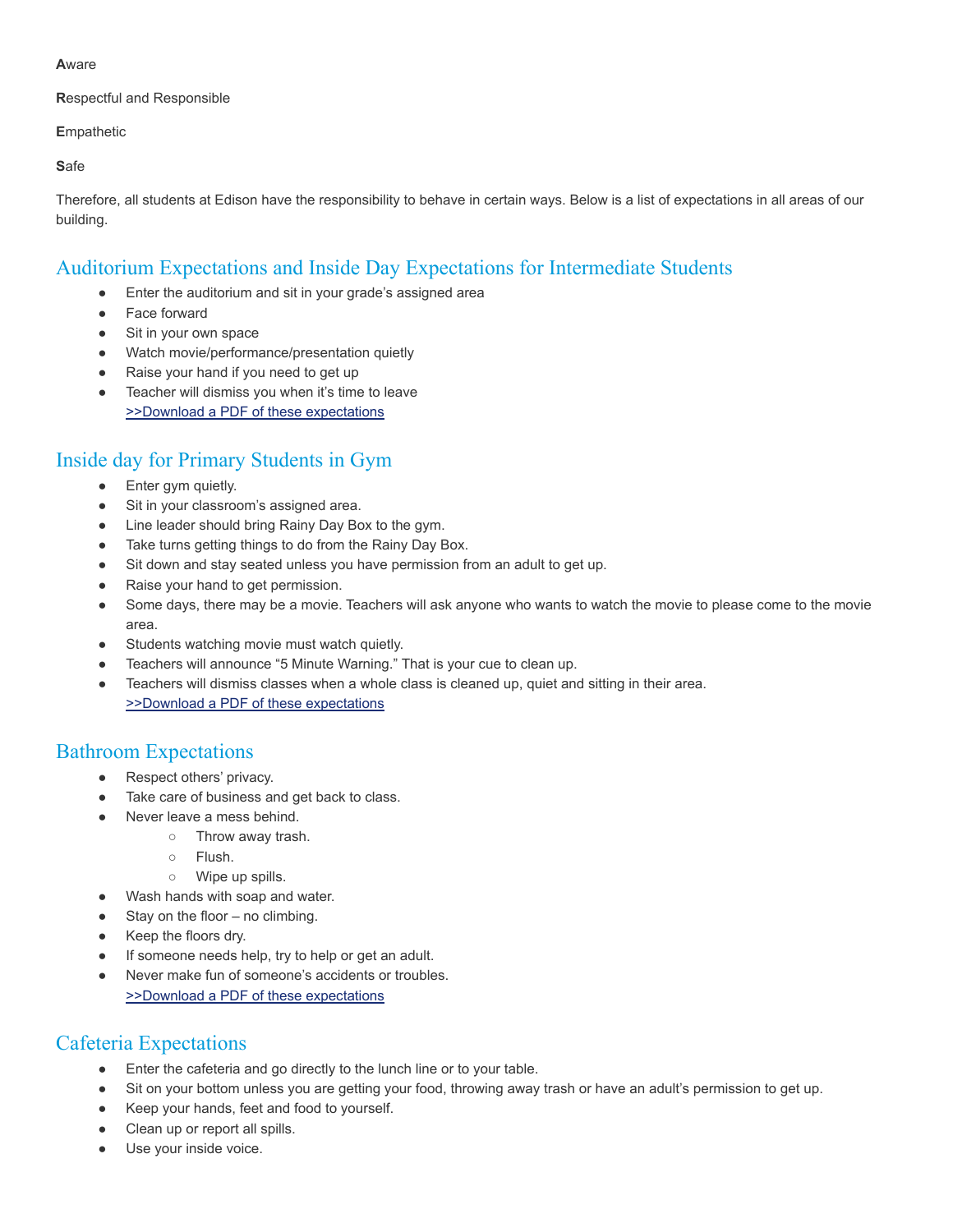**A**ware

**R**espectful and Responsible

**E**mpathetic

**S**afe

Therefore, all students at Edison have the responsibility to behave in certain ways. Below is a list of expectations in all areas of our building.

## Auditorium Expectations and Inside Day Expectations for Intermediate Students

- Enter the auditorium and sit in your grade's assigned area
- Face forward
- Sit in your own space
- Watch movie/performance/presentation quietly
- Raise your hand if you need to get up
- Teacher will dismiss you when it's time to leave
  >>Download a PDF of these expectations

## Inside day for Primary Students in Gym

- Enter gym quietly.
- Sit in your classroom's assigned area.
- Line leader should bring Rainy Day Box to the gym.
- Take turns getting things to do from the Rainy Day Box.
- Sit down and stay seated unless you have permission from an adult to get up.
- Raise your hand to get permission.
- Some days, there may be a movie. Teachers will ask anyone who wants to watch the movie to please come to the movie area.
- Students watching movie must watch quietly.
- Teachers will announce "5 Minute Warning." That is your cue to clean up.
- Teachers will dismiss classes when a whole class is cleaned up, quiet and sitting in their area.
  >>Download a PDF of these expectations

## Bathroom Expectations

- Respect others' privacy.
- Take care of business and get back to class.
- Never leave a mess behind.
  - Throw away trash.
  - Flush.
  - Wipe up spills.
- Wash hands with soap and water.
- Stay on the floor – no climbing.
- Keep the floors dry.
- If someone needs help, try to help or get an adult.
- Never make fun of someone's accidents or troubles.
  >>Download a PDF of these expectations

## Cafeteria Expectations

- Enter the cafeteria and go directly to the lunch line or to your table.
- Sit on your bottom unless you are getting your food, throwing away trash or have an adult's permission to get up.
- Keep your hands, feet and food to yourself.
- Clean up or report all spills.
- Use your inside voice.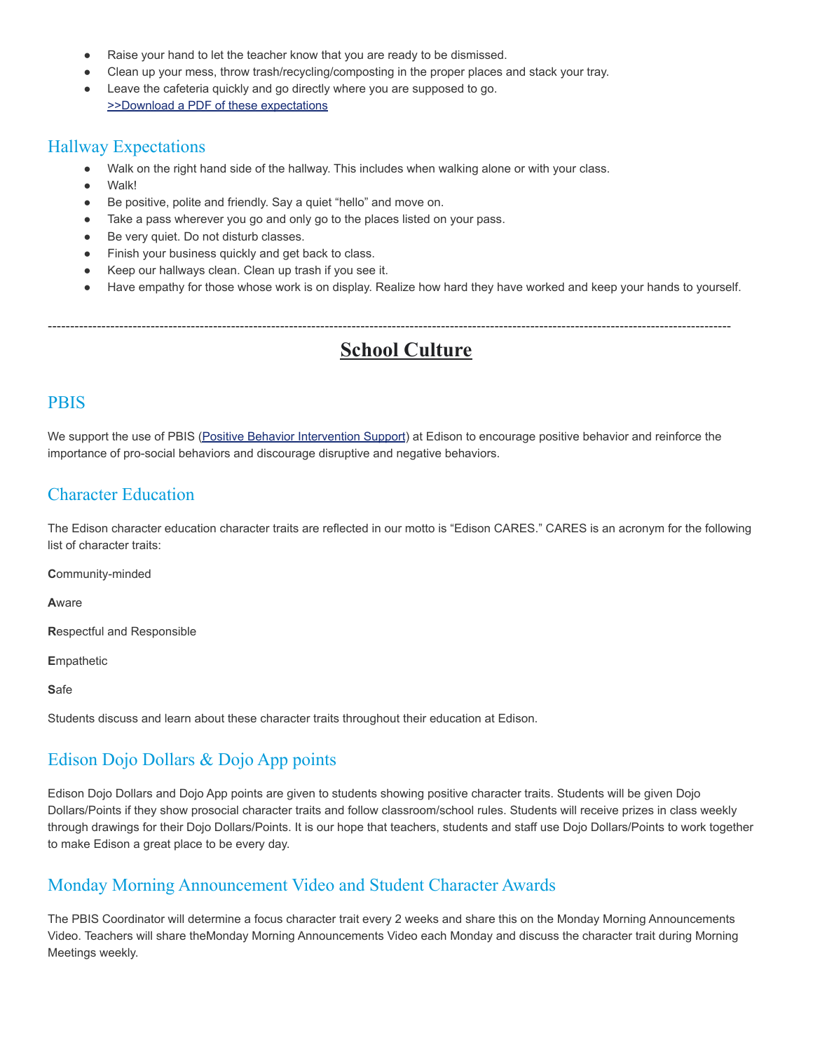- Raise your hand to let the teacher know that you are ready to be dismissed.
- Clean up your mess, throw trash/recycling/composting in the proper places and stack your tray.
- Leave the cafeteria quickly and go directly where you are supposed to go.
  [>>Download a PDF of these expectations]()

### Hallway Expectations

- Walk on the right hand side of the hallway. This includes when walking alone or with your class.
- Walk!
- Be positive, polite and friendly. Say a quiet "hello" and move on.
- Take a pass wherever you go and only go to the places listed on your pass.
- Be very quiet. Do not disturb classes.
- Finish your business quickly and get back to class.
- Keep our hallways clean. Clean up trash if you see it.
- Have empathy for those whose work is on display. Realize how hard they have worked and keep your hands to yourself.

---

## School Culture

### PBIS

We support the use of PBIS (Positive Behavior Intervention Support) at Edison to encourage positive behavior and reinforce the importance of pro-social behaviors and discourage disruptive and negative behaviors.

### Character Education

The Edison character education character traits are reflected in our motto is "Edison CARES." CARES is an acronym for the following list of character traits:

**C**ommunity-minded

**A**ware

**R**espectful and Responsible

**E**mpathetic

**S**afe

Students discuss and learn about these character traits throughout their education at Edison.

### Edison Dojo Dollars & Dojo App points

Edison Dojo Dollars and Dojo App points are given to students showing positive character traits. Students will be given Dojo Dollars/Points if they show prosocial character traits and follow classroom/school rules. Students will receive prizes in class weekly through drawings for their Dojo Dollars/Points. It is our hope that teachers, students and staff use Dojo Dollars/Points to work together to make Edison a great place to be every day.

### Monday Morning Announcement Video and Student Character Awards

The PBIS Coordinator will determine a focus character trait every 2 weeks and share this on the Monday Morning Announcements Video. Teachers will share theMonday Morning Announcements Video each Monday and discuss the character trait during Morning Meetings weekly.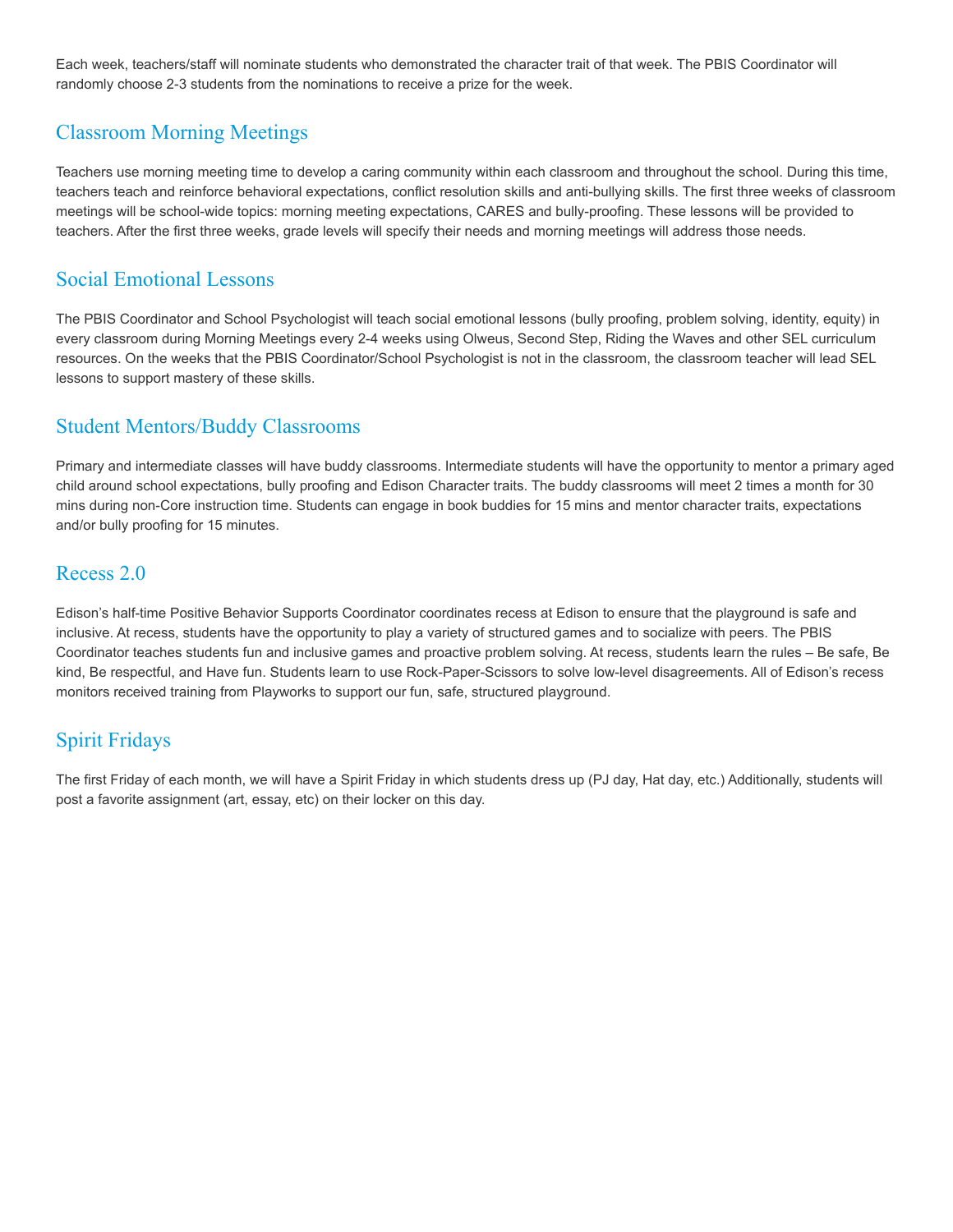Each week, teachers/staff will nominate students who demonstrated the character trait of that week. The PBIS Coordinator will randomly choose 2-3 students from the nominations to receive a prize for the week.

## Classroom Morning Meetings

Teachers use morning meeting time to develop a caring community within each classroom and throughout the school. During this time, teachers teach and reinforce behavioral expectations, conflict resolution skills and anti-bullying skills. The first three weeks of classroom meetings will be school-wide topics: morning meeting expectations, CARES and bully-proofing. These lessons will be provided to teachers. After the first three weeks, grade levels will specify their needs and morning meetings will address those needs.

## Social Emotional Lessons

The PBIS Coordinator and School Psychologist will teach social emotional lessons (bully proofing, problem solving, identity, equity) in every classroom during Morning Meetings every 2-4 weeks using Olweus, Second Step, Riding the Waves and other SEL curriculum resources. On the weeks that the PBIS Coordinator/School Psychologist is not in the classroom, the classroom teacher will lead SEL lessons to support mastery of these skills.

## Student Mentors/Buddy Classrooms

Primary and intermediate classes will have buddy classrooms. Intermediate students will have the opportunity to mentor a primary aged child around school expectations, bully proofing and Edison Character traits. The buddy classrooms will meet 2 times a month for 30 mins during non-Core instruction time. Students can engage in book buddies for 15 mins and mentor character traits, expectations and/or bully proofing for 15 minutes.

## Recess 2.0

Edison's half-time Positive Behavior Supports Coordinator coordinates recess at Edison to ensure that the playground is safe and inclusive. At recess, students have the opportunity to play a variety of structured games and to socialize with peers. The PBIS Coordinator teaches students fun and inclusive games and proactive problem solving. At recess, students learn the rules – Be safe, Be kind, Be respectful, and Have fun. Students learn to use Rock-Paper-Scissors to solve low-level disagreements. All of Edison's recess monitors received training from Playworks to support our fun, safe, structured playground.

## Spirit Fridays

The first Friday of each month, we will have a Spirit Friday in which students dress up (PJ day, Hat day, etc.) Additionally, students will post a favorite assignment (art, essay, etc) on their locker on this day.